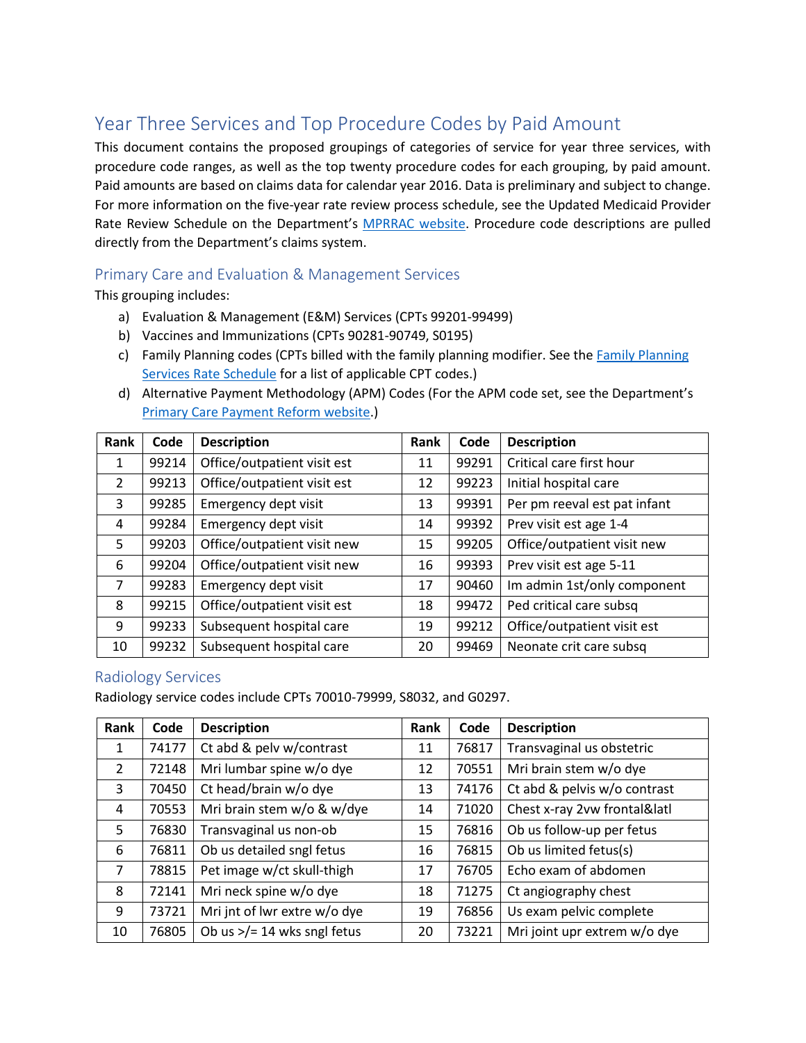# Year Three Services and Top Procedure Codes by Paid Amount

This document contains the proposed groupings of categories of service for year three services, with procedure code ranges, as well as the top twenty procedure codes for each grouping, by paid amount. Paid amounts are based on claims data for calendar year 2016. Data is preliminary and subject to change. For more information on the five-year rate review process schedule, see the Updated Medicaid Provider Rate Review Schedule on the Department's MPRRAC website. Procedure code descriptions are pulled directly from the Department's claims system.

## Primary Care and Evaluation & Management Services

This grouping includes:

a) Evaluation & Management (E&M) Services (CPTs 99201-99499)
b) Vaccines and Immunizations (CPTs 90281-90749, S0195)
c) Family Planning codes (CPTs billed with the family planning modifier. See the Family Planning Services Rate Schedule for a list of applicable CPT codes.)
d) Alternative Payment Methodology (APM) Codes (For the APM code set, see the Department's Primary Care Payment Reform website.)

| Rank | Code | Description | Rank | Code | Description |
|---|---|---|---|---|---|
| 1 | 99214 | Office/outpatient visit est | 11 | 99291 | Critical care first hour |
| 2 | 99213 | Office/outpatient visit est | 12 | 99223 | Initial hospital care |
| 3 | 99285 | Emergency dept visit | 13 | 99391 | Per pm reeval est pat infant |
| 4 | 99284 | Emergency dept visit | 14 | 99392 | Prev visit est age 1-4 |
| 5 | 99203 | Office/outpatient visit new | 15 | 99205 | Office/outpatient visit new |
| 6 | 99204 | Office/outpatient visit new | 16 | 99393 | Prev visit est age 5-11 |
| 7 | 99283 | Emergency dept visit | 17 | 90460 | Im admin 1st/only component |
| 8 | 99215 | Office/outpatient visit est | 18 | 99472 | Ped critical care subsq |
| 9 | 99233 | Subsequent hospital care | 19 | 99212 | Office/outpatient visit est |
| 10 | 99232 | Subsequent hospital care | 20 | 99469 | Neonate crit care subsq |

## Radiology Services

Radiology service codes include CPTs 70010-79999, S8032, and G0297.

| Rank | Code | Description | Rank | Code | Description |
|---|---|---|---|---|---|
| 1 | 74177 | Ct abd & pelv w/contrast | 11 | 76817 | Transvaginal us obstetric |
| 2 | 72148 | Mri lumbar spine w/o dye | 12 | 70551 | Mri brain stem w/o dye |
| 3 | 70450 | Ct head/brain w/o dye | 13 | 74176 | Ct abd & pelvis w/o contrast |
| 4 | 70553 | Mri brain stem w/o & w/dye | 14 | 71020 | Chest x-ray 2vw frontal&latl |
| 5 | 76830 | Transvaginal us non-ob | 15 | 76816 | Ob us follow-up per fetus |
| 6 | 76811 | Ob us detailed sngl fetus | 16 | 76815 | Ob us limited fetus(s) |
| 7 | 78815 | Pet image w/ct skull-thigh | 17 | 76705 | Echo exam of abdomen |
| 8 | 72141 | Mri neck spine w/o dye | 18 | 71275 | Ct angiography chest |
| 9 | 73721 | Mri jnt of lwr extre w/o dye | 19 | 76856 | Us exam pelvic complete |
| 10 | 76805 | Ob us >/= 14 wks sngl fetus | 20 | 73221 | Mri joint upr extrem w/o dye |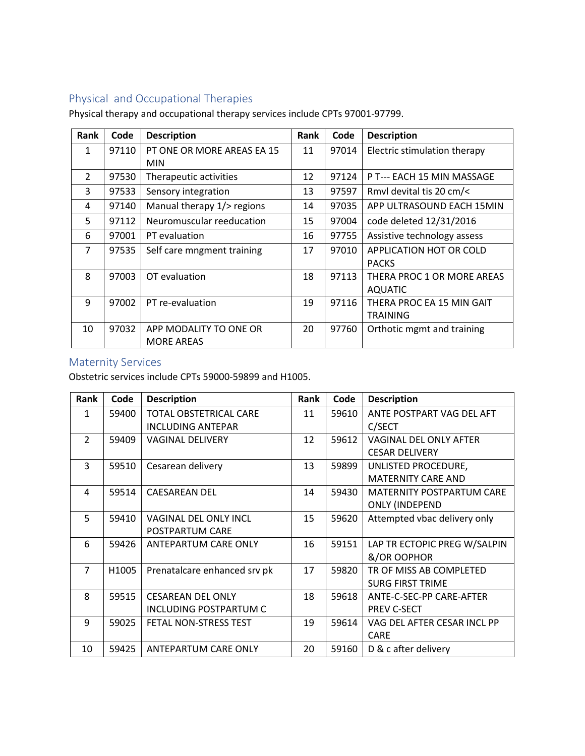## Physical and Occupational Therapies

Physical therapy and occupational therapy services include CPTs 97001-97799.

| Rank | Code | Description | Rank | Code | Description |
|---|---|---|---|---|---|
| 1 | 97110 | PT ONE OR MORE AREAS EA 15 MIN | 11 | 97014 | Electric stimulation therapy |
| 2 | 97530 | Therapeutic activities | 12 | 97124 | P T--- EACH 15 MIN MASSAGE |
| 3 | 97533 | Sensory integration | 13 | 97597 | Rmvl devital tis 20 cm/< |
| 4 | 97140 | Manual therapy 1/> regions | 14 | 97035 | APP ULTRASOUND EACH 15MIN |
| 5 | 97112 | Neuromuscular reeducation | 15 | 97004 | code deleted 12/31/2016 |
| 6 | 97001 | PT evaluation | 16 | 97755 | Assistive technology assess |
| 7 | 97535 | Self care mngment training | 17 | 97010 | APPLICATION HOT OR COLD PACKS |
| 8 | 97003 | OT evaluation | 18 | 97113 | THERA PROC 1 OR MORE AREAS AQUATIC |
| 9 | 97002 | PT re-evaluation | 19 | 97116 | THERA PROC EA 15 MIN GAIT TRAINING |
| 10 | 97032 | APP MODALITY TO ONE OR MORE AREAS | 20 | 97760 | Orthotic mgmt and training |

## Maternity Services

Obstetric services include CPTs 59000-59899 and H1005.

| Rank | Code | Description | Rank | Code | Description |
|---|---|---|---|---|---|
| 1 | 59400 | TOTAL OBSTETRICAL CARE INCLUDING ANTEPAR | 11 | 59610 | ANTE POSTPART VAG DEL AFT C/SECT |
| 2 | 59409 | VAGINAL DELIVERY | 12 | 59612 | VAGINAL DEL ONLY AFTER CESAR DELIVERY |
| 3 | 59510 | Cesarean delivery | 13 | 59899 | UNLISTED PROCEDURE, MATERNITY CARE AND |
| 4 | 59514 | CAESAREAN DEL | 14 | 59430 | MATERNITY POSTPARTUM CARE ONLY (INDEPEND |
| 5 | 59410 | VAGINAL DEL ONLY INCL POSTPARTUM CARE | 15 | 59620 | Attempted vbac delivery only |
| 6 | 59426 | ANTEPARTUM CARE ONLY | 16 | 59151 | LAP TR ECTOPIC PREG W/SALPIN &/OR OOPHOR |
| 7 | H1005 | Prenatalcare enhanced srv pk | 17 | 59820 | TR OF MISS AB COMPLETED SURG FIRST TRIME |
| 8 | 59515 | CESAREAN DEL ONLY INCLUDING POSTPARTUM C | 18 | 59618 | ANTE-C-SEC-PP CARE-AFTER PREV C-SECT |
| 9 | 59025 | FETAL NON-STRESS TEST | 19 | 59614 | VAG DEL AFTER CESAR INCL PP CARE |
| 10 | 59425 | ANTEPARTUM CARE ONLY | 20 | 59160 | D & c after delivery |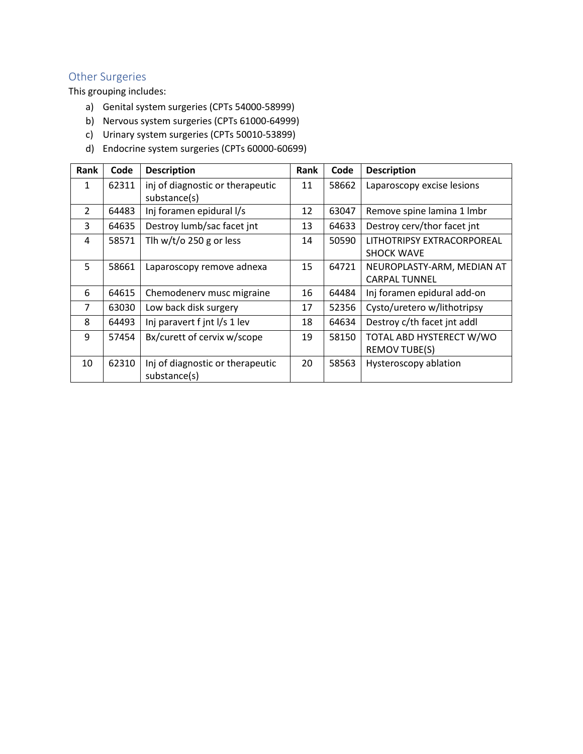## Other Surgeries

This grouping includes:

a) Genital system surgeries (CPTs 54000-58999)
b) Nervous system surgeries (CPTs 61000-64999)
c) Urinary system surgeries (CPTs 50010-53899)
d) Endocrine system surgeries (CPTs 60000-60699)

| Rank | Code | Description | Rank | Code | Description |
|---|---|---|---|---|---|
| 1 | 62311 | inj of diagnostic or therapeutic substance(s) | 11 | 58662 | Laparoscopy excise lesions |
| 2 | 64483 | Inj foramen epidural l/s | 12 | 63047 | Remove spine lamina 1 lmbr |
| 3 | 64635 | Destroy lumb/sac facet jnt | 13 | 64633 | Destroy cerv/thor facet jnt |
| 4 | 58571 | Tlh w/t/o 250 g or less | 14 | 50590 | LITHOTRIPSY EXTRACORPOREAL SHOCK WAVE |
| 5 | 58661 | Laparoscopy remove adnexa | 15 | 64721 | NEUROPLASTY-ARM, MEDIAN AT CARPAL TUNNEL |
| 6 | 64615 | Chemodenerv musc migraine | 16 | 64484 | Inj foramen epidural add-on |
| 7 | 63030 | Low back disk surgery | 17 | 52356 | Cysto/uretero w/lithotripsy |
| 8 | 64493 | Inj paravert f jnt l/s 1 lev | 18 | 64634 | Destroy c/th facet jnt addl |
| 9 | 57454 | Bx/curett of cervix w/scope | 19 | 58150 | TOTAL ABD HYSTERECT W/WO REMOV TUBE(S) |
| 10 | 62310 | Inj of diagnostic or therapeutic substance(s) | 20 | 58563 | Hysteroscopy ablation |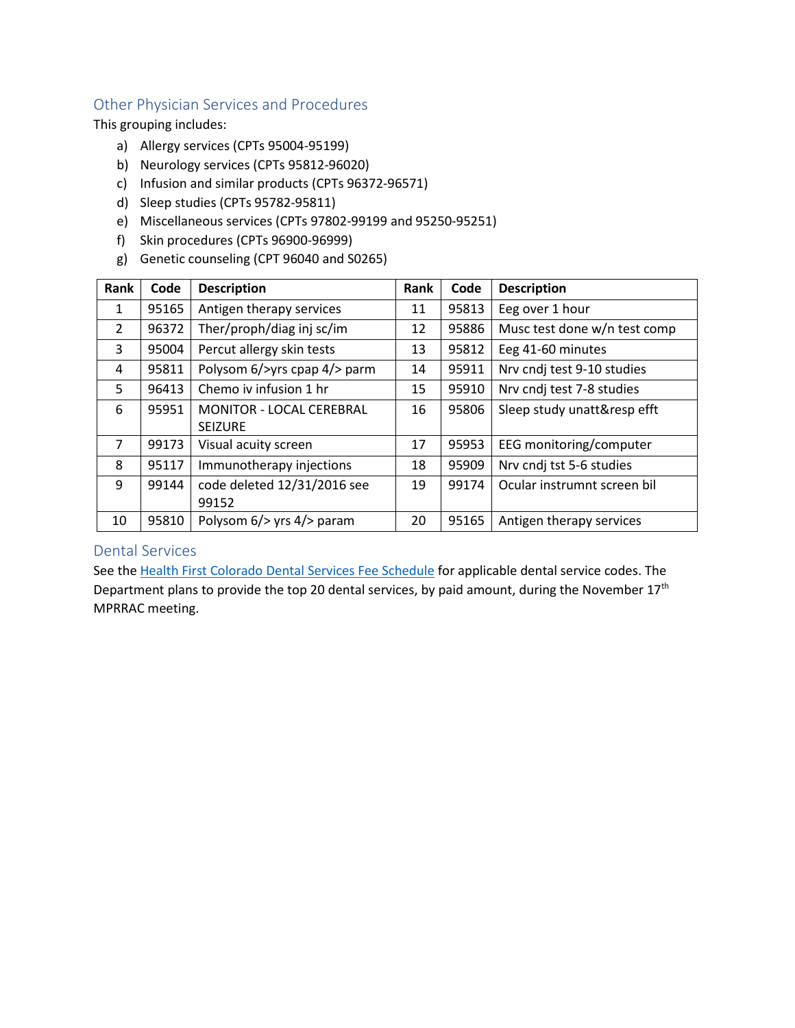## Other Physician Services and Procedures

This grouping includes:

a) Allergy services (CPTs 95004-95199)
b) Neurology services (CPTs 95812-96020)
c) Infusion and similar products (CPTs 96372-96571)
d) Sleep studies (CPTs 95782-95811)
e) Miscellaneous services (CPTs 97802-99199 and 95250-95251)
f) Skin procedures (CPTs 96900-96999)
g) Genetic counseling (CPT 96040 and S0265)

| Rank | Code | Description | Rank | Code | Description |
|---|---|---|---|---|---|
| 1 | 95165 | Antigen therapy services | 11 | 95813 | Eeg over 1 hour |
| 2 | 96372 | Ther/proph/diag inj sc/im | 12 | 95886 | Musc test done w/n test comp |
| 3 | 95004 | Percut allergy skin tests | 13 | 95812 | Eeg 41-60 minutes |
| 4 | 95811 | Polysom 6/>yrs cpap 4/> parm | 14 | 95911 | Nrv cndj test 9-10 studies |
| 5 | 96413 | Chemo iv infusion 1 hr | 15 | 95910 | Nrv cndj test 7-8 studies |
| 6 | 95951 | MONITOR - LOCAL CEREBRAL SEIZURE | 16 | 95806 | Sleep study unatt&resp efft |
| 7 | 99173 | Visual acuity screen | 17 | 95953 | EEG monitoring/computer |
| 8 | 95117 | Immunotherapy injections | 18 | 95909 | Nrv cndj tst 5-6 studies |
| 9 | 99144 | code deleted 12/31/2016 see 99152 | 19 | 99174 | Ocular instrumnt screen bil |
| 10 | 95810 | Polysom 6/> yrs 4/> param | 20 | 95165 | Antigen therapy services |

## Dental Services

See the Health First Colorado Dental Services Fee Schedule for applicable dental service codes. The Department plans to provide the top 20 dental services, by paid amount, during the November 17th MPRRAC meeting.